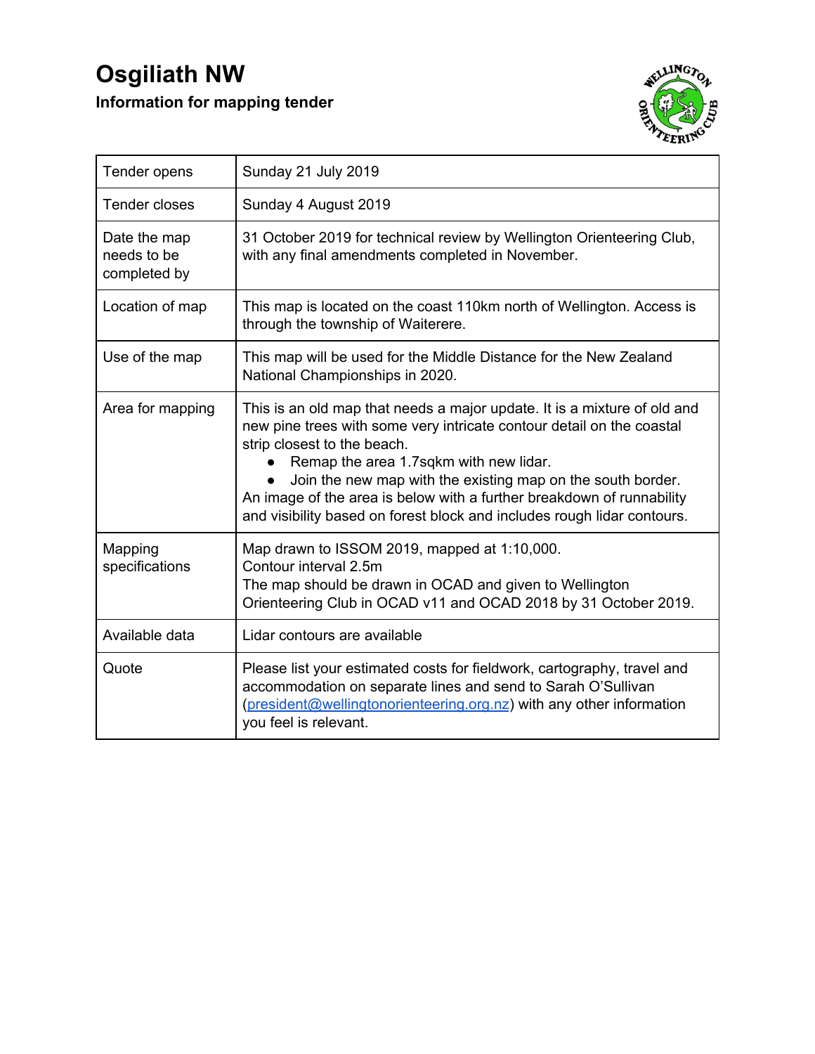# Osgiliath NW

**Information for mapping tender**

| | |
|---|---|
| Tender opens | Sunday 21 July 2019 |
| Tender closes | Sunday 4 August 2019 |
| Date the map needs to be completed by | 31 October 2019 for technical review by Wellington Orienteering Club, with any final amendments completed in November. |
| Location of map | This map is located on the coast 110km north of Wellington. Access is through the township of Waiterere. |
| Use of the map | This map will be used for the Middle Distance for the New Zealand National Championships in 2020. |
| Area for mapping | This is an old map that needs a major update. It is a mixture of old and new pine trees with some very intricate contour detail on the coastal strip closest to the beach.<br>● Remap the area 1.7sqkm with new lidar.<br>● Join the new map with the existing map on the south border.<br>An image of the area is below with a further breakdown of runnability and visibility based on forest block and includes rough lidar contours. |
| Mapping specifications | Map drawn to ISSOM 2019, mapped at 1:10,000.<br>Contour interval 2.5m<br>The map should be drawn in OCAD and given to Wellington Orienteering Club in OCAD v11 and OCAD 2018 by 31 October 2019. |
| Available data | Lidar contours are available |
| Quote | Please list your estimated costs for fieldwork, cartography, travel and accommodation on separate lines and send to Sarah O'Sullivan (president@wellingtonorienteering.org.nz) with any other information you feel is relevant. |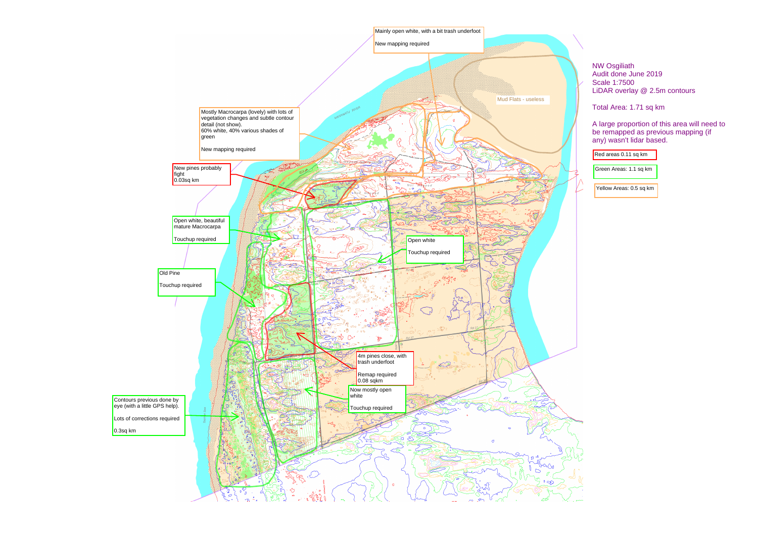NW Osgiliath
Audit done June 2019
Scale 1:7500
LiDAR overlay @ 2.5m contours

Total Area: 1.71 sq km

A large proportion of this area will need to be remapped as previous mapping (if any) wasn't lidar based.

Red areas 0.11 sq km

Green Areas: 1.1 sq km

Yellow Areas: 0.5 sq km

Mainly open white, with a bit trash underfoot

New mapping required

Mud Flats - useless

Mostly Macrocarpa (lovely) with lots of vegetation changes and subtle contour detail (not show).
60% white, 40% various shades of green

New mapping required

New pines probably fight
0.03sq km

Open white, beautiful mature Macrocarpa

Touchup required

Open white

Touchup required

Old Pine

Touchup required

4m pines close, with trash underfoot

Remap required
0.08 sqkm

Now mostly open white

Touchup required

Contours previous done by eye (with a little GPS help).

Lots of corrections required

0.3sq km